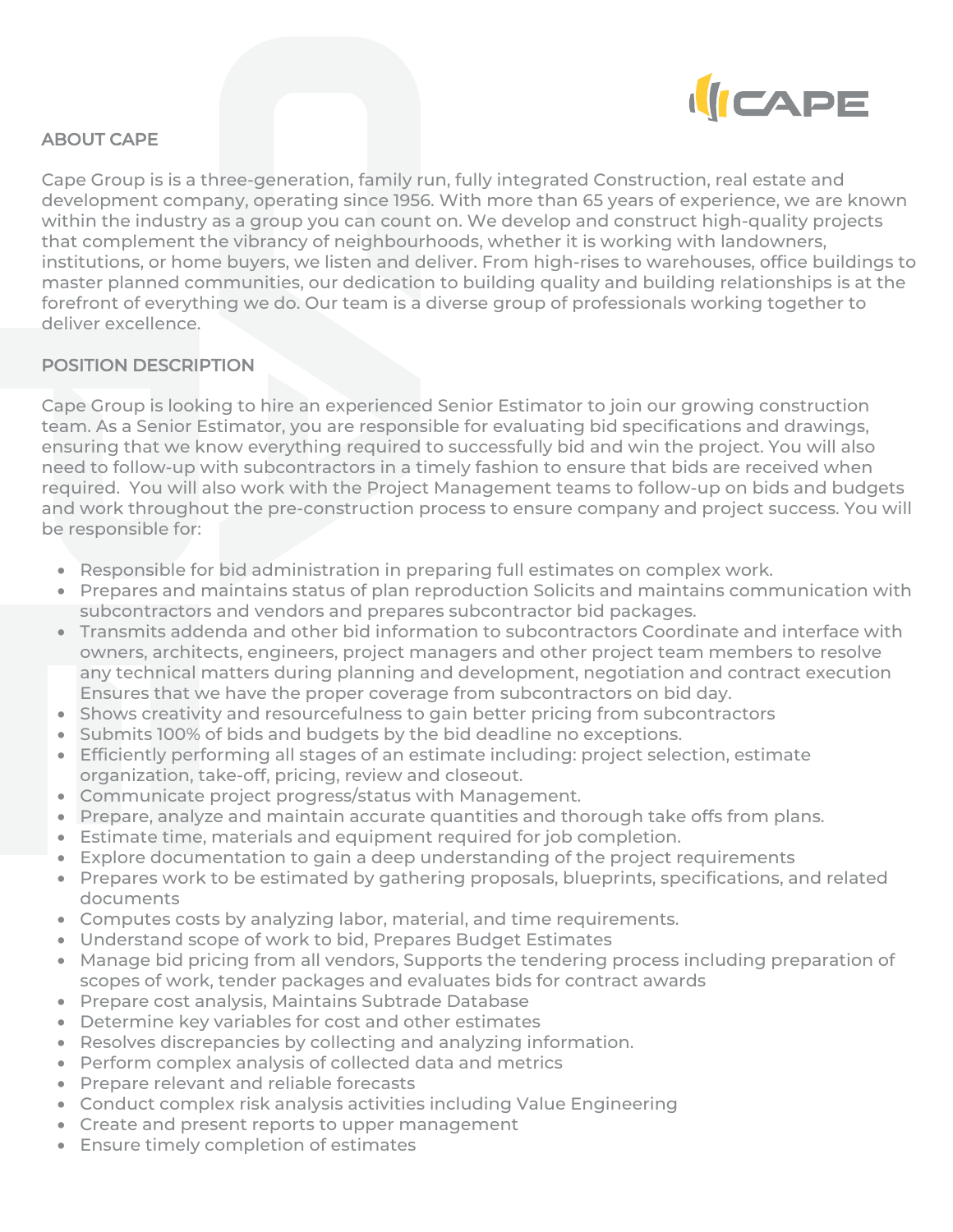## ABOUT CAPE

Cape Group is is a three-generation, family run, fully integrated Construction, real estate and development company, operating since 1956. With more than 65 years of experience, we are known within the industry as a group you can count on. We develop and construct high-quality projects that complement the vibrancy of neighbourhoods, whether it is working with landowners, institutions, or home buyers, we listen and deliver. From high-rises to warehouses, office buildings to master planned communities, our dedication to building quality and building relationships is at the forefront of everything we do. Our team is a diverse group of professionals working together to deliver excellence.

## POSITION DESCRIPTION

Cape Group is looking to hire an experienced Senior Estimator to join our growing construction team. As a Senior Estimator, you are responsible for evaluating bid specifications and drawings, ensuring that we know everything required to successfully bid and win the project. You will also need to follow-up with subcontractors in a timely fashion to ensure that bids are received when required. You will also work with the Project Management teams to follow-up on bids and budgets and work throughout the pre-construction process to ensure company and project success. You will be responsible for:

- Responsible for bid administration in preparing full estimates on complex work.
- Prepares and maintains status of plan reproduction Solicits and maintains communication with subcontractors and vendors and prepares subcontractor bid packages.
- Transmits addenda and other bid information to subcontractors Coordinate and interface with owners, architects, engineers, project managers and other project team members to resolve any technical matters during planning and development, negotiation and contract execution Ensures that we have the proper coverage from subcontractors on bid day.
- Shows creativity and resourcefulness to gain better pricing from subcontractors
- Submits 100% of bids and budgets by the bid deadline no exceptions.
- Efficiently performing all stages of an estimate including: project selection, estimate organization, take-off, pricing, review and closeout.
- Communicate project progress/status with Management.
- Prepare, analyze and maintain accurate quantities and thorough take offs from plans.
- Estimate time, materials and equipment required for job completion.
- Explore documentation to gain a deep understanding of the project requirements
- Prepares work to be estimated by gathering proposals, blueprints, specifications, and related documents
- Computes costs by analyzing labor, material, and time requirements.
- Understand scope of work to bid, Prepares Budget Estimates
- Manage bid pricing from all vendors, Supports the tendering process including preparation of scopes of work, tender packages and evaluates bids for contract awards
- Prepare cost analysis, Maintains Subtrade Database
- Determine key variables for cost and other estimates
- Resolves discrepancies by collecting and analyzing information.
- Perform complex analysis of collected data and metrics
- Prepare relevant and reliable forecasts
- Conduct complex risk analysis activities including Value Engineering
- Create and present reports to upper management
- Ensure timely completion of estimates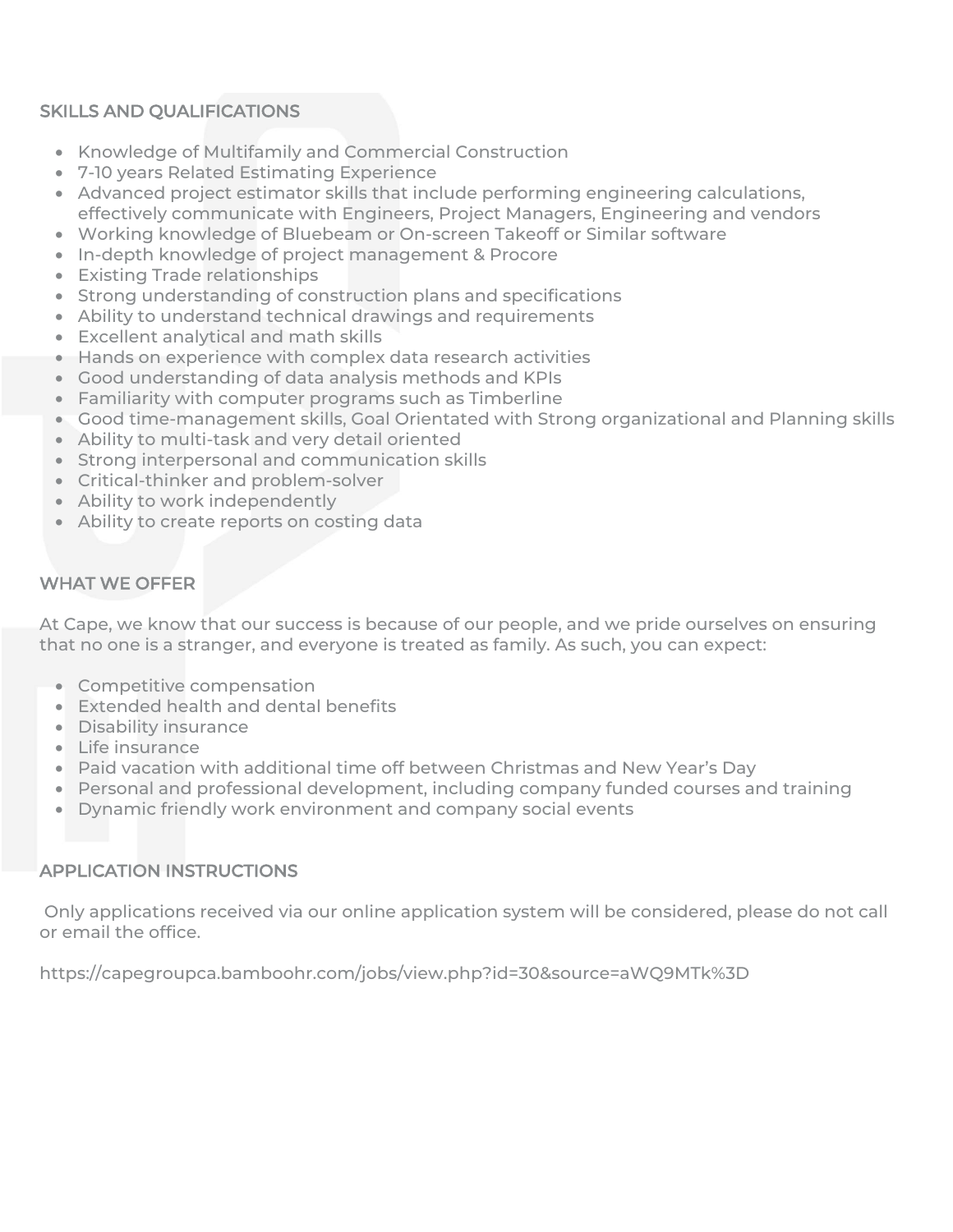## SKILLS AND QUALIFICATIONS

- Knowledge of Multifamily and Commercial Construction
- 7-10 years Related Estimating Experience
- Advanced project estimator skills that include performing engineering calculations, effectively communicate with Engineers, Project Managers, Engineering and vendors
- Working knowledge of Bluebeam or On-screen Takeoff or Similar software
- In-depth knowledge of project management & Procore
- Existing Trade relationships
- Strong understanding of construction plans and specifications
- Ability to understand technical drawings and requirements
- Excellent analytical and math skills
- Hands on experience with complex data research activities
- Good understanding of data analysis methods and KPIs
- Familiarity with computer programs such as Timberline
- Good time-management skills, Goal Orientated with Strong organizational and Planning skills
- Ability to multi-task and very detail oriented
- Strong interpersonal and communication skills
- Critical-thinker and problem-solver
- Ability to work independently
- Ability to create reports on costing data

## WHAT WE OFFER

At Cape, we know that our success is because of our people, and we pride ourselves on ensuring that no one is a stranger, and everyone is treated as family. As such, you can expect:

- Competitive compensation
- Extended health and dental benefits
- Disability insurance
- Life insurance
- Paid vacation with additional time off between Christmas and New Year's Day
- Personal and professional development, including company funded courses and training
- Dynamic friendly work environment and company social events

## APPLICATION INSTRUCTIONS

Only applications received via our online application system will be considered, please do not call or email the office.

https://capegroupca.bamboohr.com/jobs/view.php?id=30&source=aWQ9MTk%3D